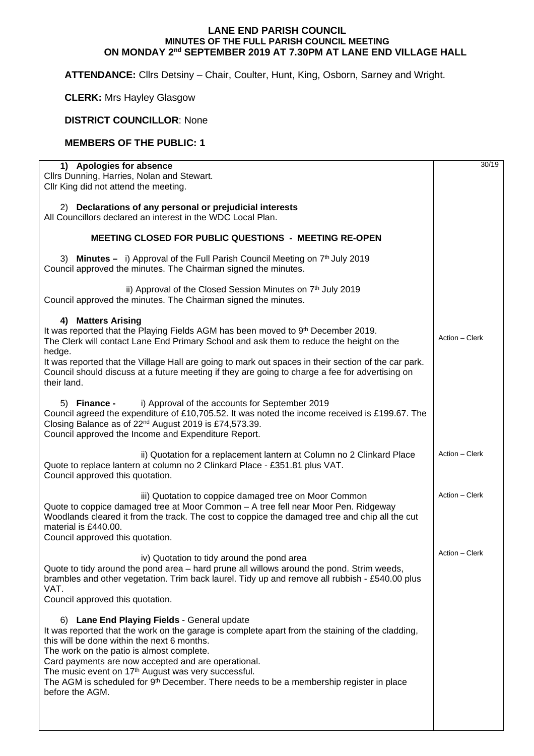# LANE END PARISH COUNCIL

## MINUTES OF THE FULL PARISH COUNCIL MEETING ON MONDAY 2nd SEPTEMBER 2019 AT 7.30PM AT LANE END VILLAGE HALL

**ATTENDANCE:** Cllrs Detsiny – Chair, Coulter, Hunt, King, Osborn, Sarney and Wright.

**CLERK:** Mrs Hayley Glasgow

**DISTRICT COUNCILLOR**: None

**MEMBERS OF THE PUBLIC: 1**

| | 30/19 |
|---|---|
| **1) Apologies for absence**<br>Cllrs Dunning, Harries, Nolan and Stewart.<br>Cllr King did not attend the meeting. | |
| 2) **Declarations of any personal or prejudicial interests**<br>All Councillors declared an interest in the WDC Local Plan. | |
| **MEETING CLOSED FOR PUBLIC QUESTIONS - MEETING RE-OPEN** | |
| 3) **Minutes –** i) Approval of the Full Parish Council Meeting on 7th July 2019<br>Council approved the minutes. The Chairman signed the minutes. | |
| ii) Approval of the Closed Session Minutes on 7th July 2019<br>Council approved the minutes. The Chairman signed the minutes. | |
| **4) Matters Arising**<br>It was reported that the Playing Fields AGM has been moved to 9th December 2019.<br>The Clerk will contact Lane End Primary School and ask them to reduce the height on the hedge.<br>It was reported that the Village Hall are going to mark out spaces in their section of the car park. Council should discuss at a future meeting if they are going to charge a fee for advertising on their land. | Action – Clerk |
| 5) **Finance -** i) Approval of the accounts for September 2019<br>Council agreed the expenditure of £10,705.52. It was noted the income received is £199.67. The Closing Balance as of 22nd August 2019 is £74,573.39.<br>Council approved the Income and Expenditure Report. | |
| ii) Quotation for a replacement lantern at Column no 2 Clinkard Place<br>Quote to replace lantern at column no 2 Clinkard Place - £351.81 plus VAT.<br>Council approved this quotation. | Action – Clerk |
| iii) Quotation to coppice damaged tree on Moor Common<br>Quote to coppice damaged tree at Moor Common – A tree fell near Moor Pen. Ridgeway Woodlands cleared it from the track. The cost to coppice the damaged tree and chip all the cut material is £440.00.<br>Council approved this quotation. | Action – Clerk |
| iv) Quotation to tidy around the pond area<br>Quote to tidy around the pond area – hard prune all willows around the pond. Strim weeds, brambles and other vegetation. Trim back laurel. Tidy up and remove all rubbish - £540.00 plus VAT.<br>Council approved this quotation. | Action – Clerk |
| 6) **Lane End Playing Fields** - General update<br>It was reported that the work on the garage is complete apart from the staining of the cladding, this will be done within the next 6 months.<br>The work on the patio is almost complete.<br>Card payments are now accepted and are operational.<br>The music event on 17th August was very successful.<br>The AGM is scheduled for 9th December. There needs to be a membership register in place before the AGM. | |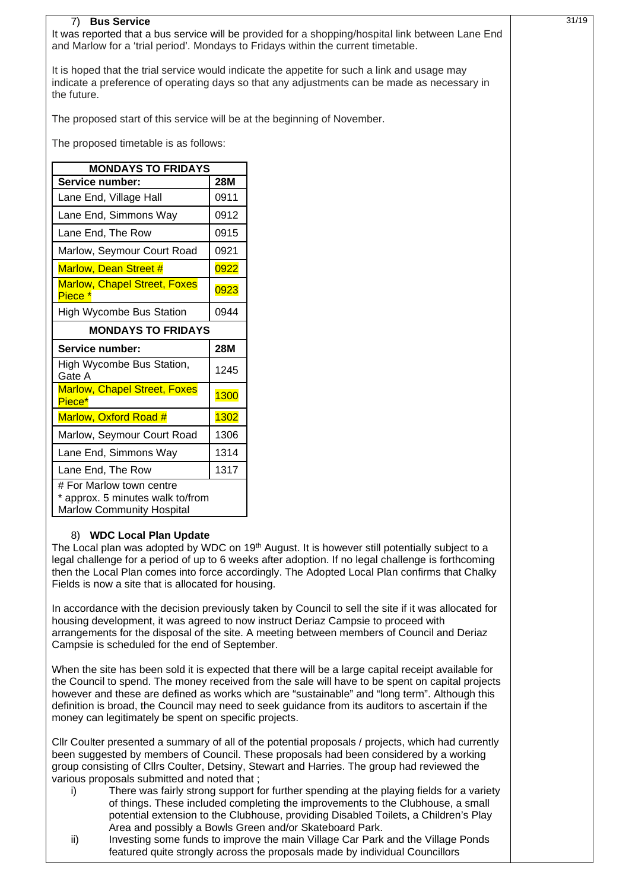### 7) **Bus Service**

It was reported that a bus service will be provided for a shopping/hospital link between Lane End and Marlow for a 'trial period'. Mondays to Fridays within the current timetable.

It is hoped that the trial service would indicate the appetite for such a link and usage may indicate a preference of operating days so that any adjustments can be made as necessary in the future.

The proposed start of this service will be at the beginning of November.

The proposed timetable is as follows:

| **MONDAYS TO FRIDAYS** | |
|---|---|
| **Service number:** | **28M** |
| Lane End, Village Hall | 0911 |
| Lane End, Simmons Way | 0912 |
| Lane End, The Row | 0915 |
| Marlow, Seymour Court Road | 0921 |
| Marlow, Dean Street # | 0922 |
| Marlow, Chapel Street, Foxes Piece * | 0923 |
| High Wycombe Bus Station | 0944 |
| **MONDAYS TO FRIDAYS** | |
| **Service number:** | **28M** |
| High Wycombe Bus Station, Gate A | 1245 |
| Marlow, Chapel Street, Foxes Piece* | 1300 |
| Marlow, Oxford Road # | 1302 |
| Marlow, Seymour Court Road | 1306 |
| Lane End, Simmons Way | 1314 |
| Lane End, The Row | 1317 |

# For Marlow town centre
* approx. 5 minutes walk to/from Marlow Community Hospital

### 8) **WDC Local Plan Update**

The Local plan was adopted by WDC on 19th August. It is however still potentially subject to a legal challenge for a period of up to 6 weeks after adoption. If no legal challenge is forthcoming then the Local Plan comes into force accordingly. The Adopted Local Plan confirms that Chalky Fields is now a site that is allocated for housing.

In accordance with the decision previously taken by Council to sell the site if it was allocated for housing development, it was agreed to now instruct Deriaz Campsie to proceed with arrangements for the disposal of the site. A meeting between members of Council and Deriaz Campsie is scheduled for the end of September.

When the site has been sold it is expected that there will be a large capital receipt available for the Council to spend. The money received from the sale will have to be spent on capital projects however and these are defined as works which are "sustainable" and "long term". Although this definition is broad, the Council may need to seek guidance from its auditors to ascertain if the money can legitimately be spent on specific projects.

Cllr Coulter presented a summary of all of the potential proposals / projects, which had currently been suggested by members of Council. These proposals had been considered by a working group consisting of Cllrs Coulter, Detsiny, Stewart and Harries. The group had reviewed the various proposals submitted and noted that ;

i) There was fairly strong support for further spending at the playing fields for a variety of things. These included completing the improvements to the Clubhouse, a small potential extension to the Clubhouse, providing Disabled Toilets, a Children's Play Area and possibly a Bowls Green and/or Skateboard Park.

ii) Investing some funds to improve the main Village Car Park and the Village Ponds featured quite strongly across the proposals made by individual Councillors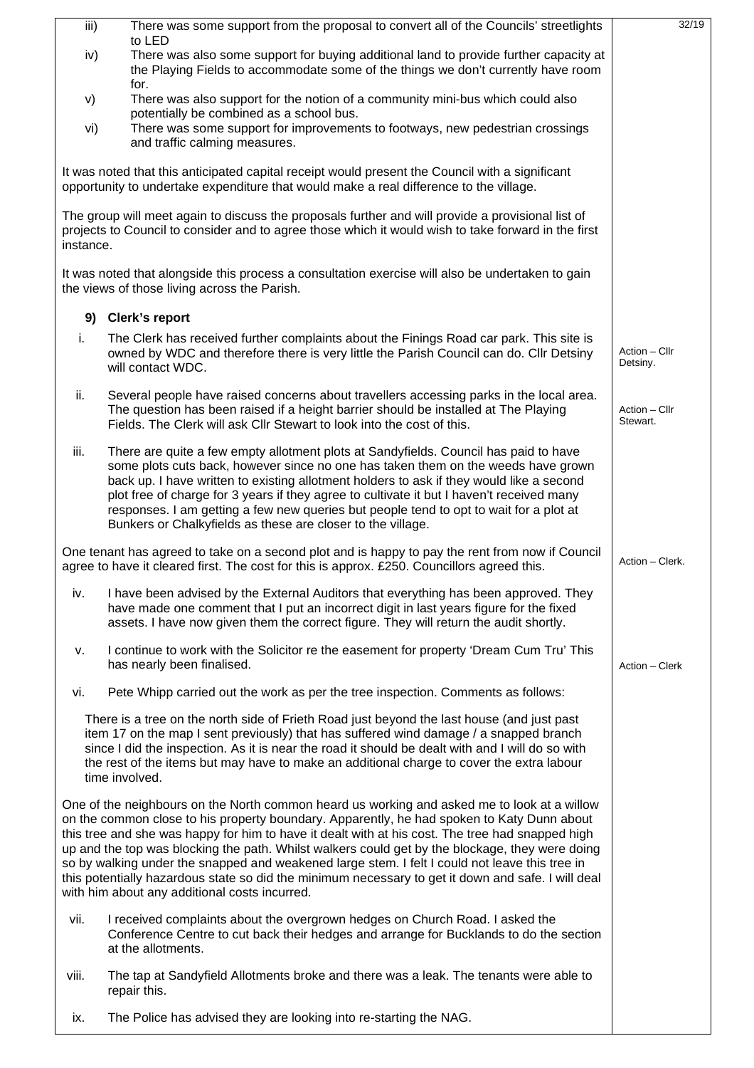iii) There was some support from the proposal to convert all of the Councils' streetlights to LED

iv) There was also some support for buying additional land to provide further capacity at the Playing Fields to accommodate some of the things we don't currently have room for.

v) There was also support for the notion of a community mini-bus which could also potentially be combined as a school bus.

vi) There was some support for improvements to footways, new pedestrian crossings and traffic calming measures.

It was noted that this anticipated capital receipt would present the Council with a significant opportunity to undertake expenditure that would make a real difference to the village.

The group will meet again to discuss the proposals further and will provide a provisional list of projects to Council to consider and to agree those which it would wish to take forward in the first instance.

It was noted that alongside this process a consultation exercise will also be undertaken to gain the views of those living across the Parish.

**9) Clerk's report**

i. The Clerk has received further complaints about the Finings Road car park. This site is owned by WDC and therefore there is very little the Parish Council can do. Cllr Detsiny will contact WDC. *Action – Cllr Detsiny.*

ii. Several people have raised concerns about travellers accessing parks in the local area. The question has been raised if a height barrier should be installed at The Playing Fields. The Clerk will ask Cllr Stewart to look into the cost of this. *Action – Cllr Stewart.*

iii. There are quite a few empty allotment plots at Sandyfields. Council has paid to have some plots cuts back, however since no one has taken them on the weeds have grown back up. I have written to existing allotment holders to ask if they would like a second plot free of charge for 3 years if they agree to cultivate it but I haven't received many responses. I am getting a few new queries but people tend to opt to wait for a plot at Bunkers or Chalkyfields as these are closer to the village.

One tenant has agreed to take on a second plot and is happy to pay the rent from now if Council agree to have it cleared first. The cost for this is approx. £250. Councillors agreed this. *Action – Clerk.*

iv. I have been advised by the External Auditors that everything has been approved. They have made one comment that I put an incorrect digit in last years figure for the fixed assets. I have now given them the correct figure. They will return the audit shortly.

v. I continue to work with the Solicitor re the easement for property 'Dream Cum Tru' This has nearly been finalised. *Action – Clerk*

vi. Pete Whipp carried out the work as per the tree inspection. Comments as follows:

There is a tree on the north side of Frieth Road just beyond the last house (and just past item 17 on the map I sent previously) that has suffered wind damage / a snapped branch since I did the inspection. As it is near the road it should be dealt with and I will do so with the rest of the items but may have to make an additional charge to cover the extra labour time involved.

One of the neighbours on the North common heard us working and asked me to look at a willow on the common close to his property boundary. Apparently, he had spoken to Katy Dunn about this tree and she was happy for him to have it dealt with at his cost. The tree had snapped high up and the top was blocking the path. Whilst walkers could get by the blockage, they were doing so by walking under the snapped and weakened large stem. I felt I could not leave this tree in this potentially hazardous state so did the minimum necessary to get it down and safe. I will deal with him about any additional costs incurred.

vii. I received complaints about the overgrown hedges on Church Road. I asked the Conference Centre to cut back their hedges and arrange for Bucklands to do the section at the allotments.

viii. The tap at Sandyfield Allotments broke and there was a leak. The tenants were able to repair this.

ix. The Police has advised they are looking into re-starting the NAG.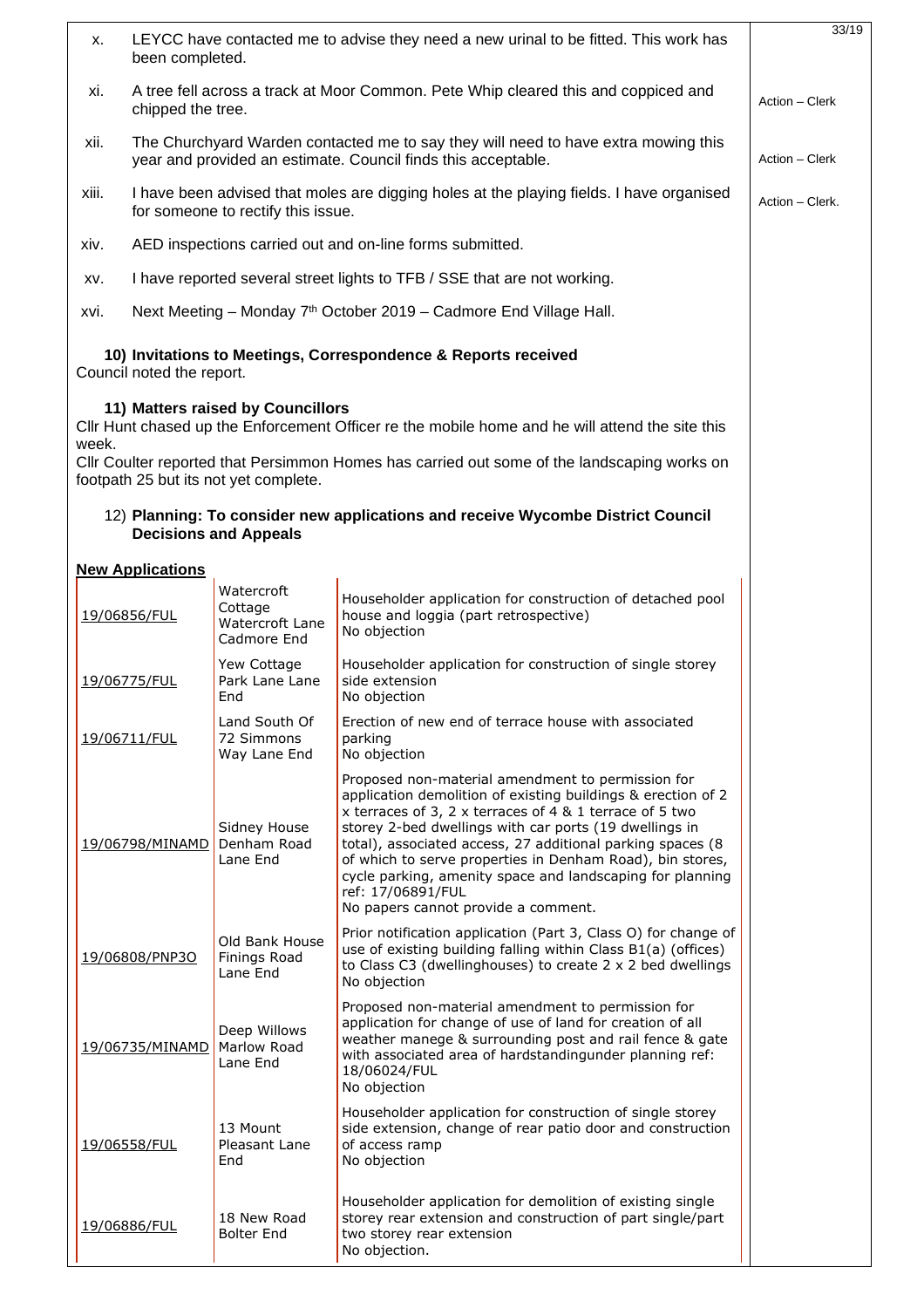x. LEYCC have contacted me to advise they need a new urinal to be fitted. This work has been completed.

xi. A tree fell across a track at Moor Common. Pete Whip cleared this and coppiced and chipped the tree. — Action – Clerk

xii. The Churchyard Warden contacted me to say they will need to have extra mowing this year and provided an estimate. Council finds this acceptable. — Action – Clerk

xiii. I have been advised that moles are digging holes at the playing fields. I have organised for someone to rectify this issue. — Action – Clerk.

xiv. AED inspections carried out and on-line forms submitted.

xv. I have reported several street lights to TFB / SSE that are not working.

xvi. Next Meeting – Monday 7th October 2019 – Cadmore End Village Hall.

**10) Invitations to Meetings, Correspondence & Reports received**

Council noted the report.

**11) Matters raised by Councillors**

Cllr Hunt chased up the Enforcement Officer re the mobile home and he will attend the site this week.

Cllr Coulter reported that Persimmon Homes has carried out some of the landscaping works on footpath 25 but its not yet complete.

12) **Planning: To consider new applications and receive Wycombe District Council Decisions and Appeals**

**New Applications**

| Reference | Address | Proposal / Comment |
|---|---|---|
| 19/06856/FUL | Watercroft Cottage Watercroft Lane Cadmore End | Householder application for construction of detached pool house and loggia (part retrospective)<br>No objection |
| 19/06775/FUL | Yew Cottage Park Lane Lane End | Householder application for construction of single storey side extension<br>No objection |
| 19/06711/FUL | Land South Of 72 Simmons Way Lane End | Erection of new end of terrace house with associated parking<br>No objection |
| 19/06798/MINAMD | Sidney House Denham Road Lane End | Proposed non-material amendment to permission for application demolition of existing buildings & erection of 2 x terraces of 3, 2 x terraces of 4 & 1 terrace of 5 two storey 2-bed dwellings with car ports (19 dwellings in total), associated access, 27 additional parking spaces (8 of which to serve properties in Denham Road), bin stores, cycle parking, amenity space and landscaping for planning ref: 17/06891/FUL<br>No papers cannot provide a comment. |
| 19/06808/PNP3O | Old Bank House Finings Road Lane End | Prior notification application (Part 3, Class O) for change of use of existing building falling within Class B1(a) (offices) to Class C3 (dwellinghouses) to create 2 x 2 bed dwellings<br>No objection |
| 19/06735/MINAMD | Deep Willows Marlow Road Lane End | Proposed non-material amendment to permission for application for change of use of land for creation of all weather manege & surrounding post and rail fence & gate with associated area of hardstandingunder planning ref: 18/06024/FUL<br>No objection |
| 19/06558/FUL | 13 Mount Pleasant Lane End | Householder application for construction of single storey side extension, change of rear patio door and construction of access ramp<br>No objection |
| 19/06886/FUL | 18 New Road Bolter End | Householder application for demolition of existing single storey rear extension and construction of part single/part two storey rear extension<br>No objection. |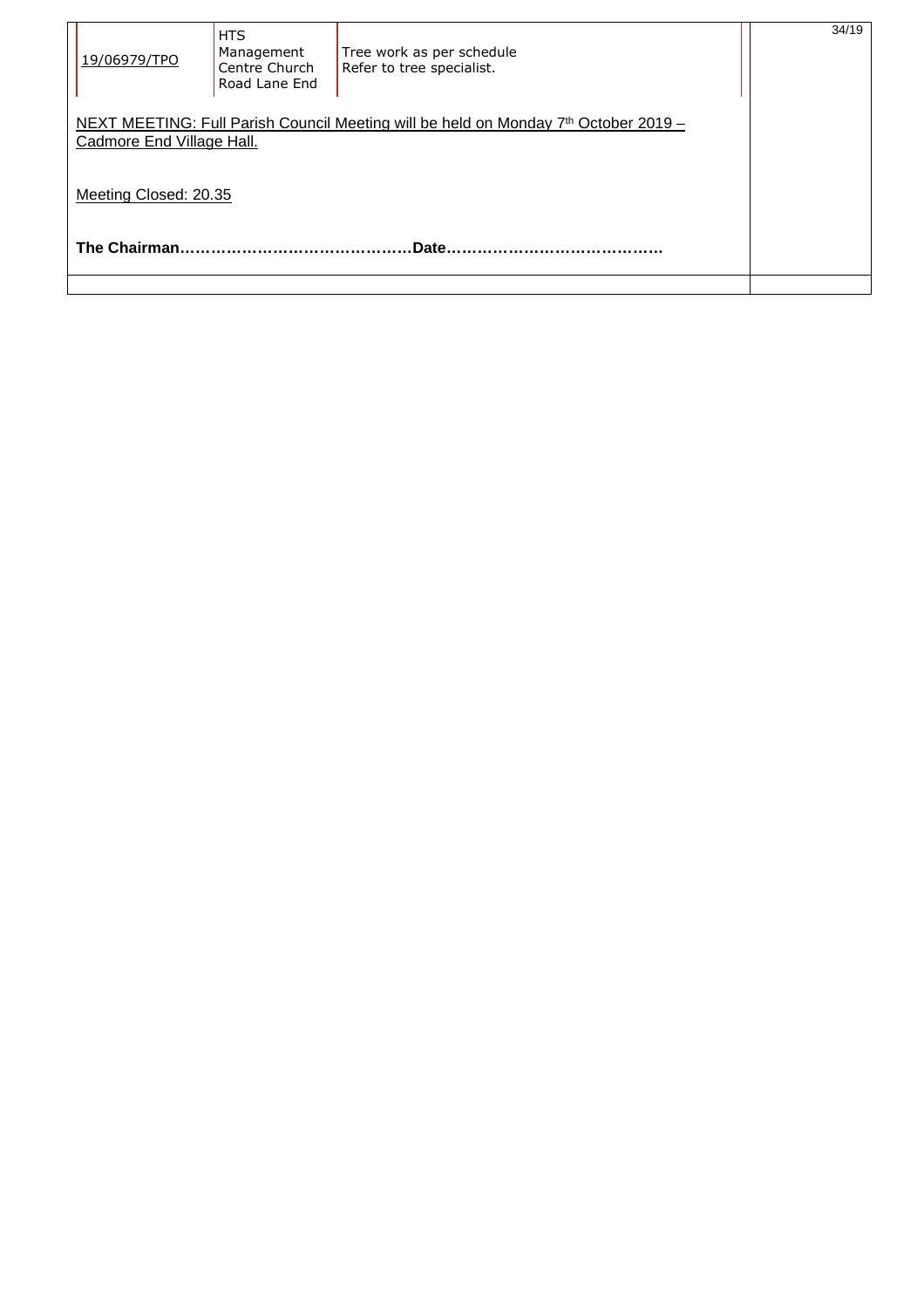| | | | |
|---|---|---|---|
| 19/06979/TPO | HTS Management Centre Church Road Lane End | Tree work as per schedule<br>Refer to tree specialist. | 34/19 |

NEXT MEETING: Full Parish Council Meeting will be held on Monday 7th October 2019 – Cadmore End Village Hall.

Meeting Closed: 20.35

**The Chairman……………………………………Date……………………………………**